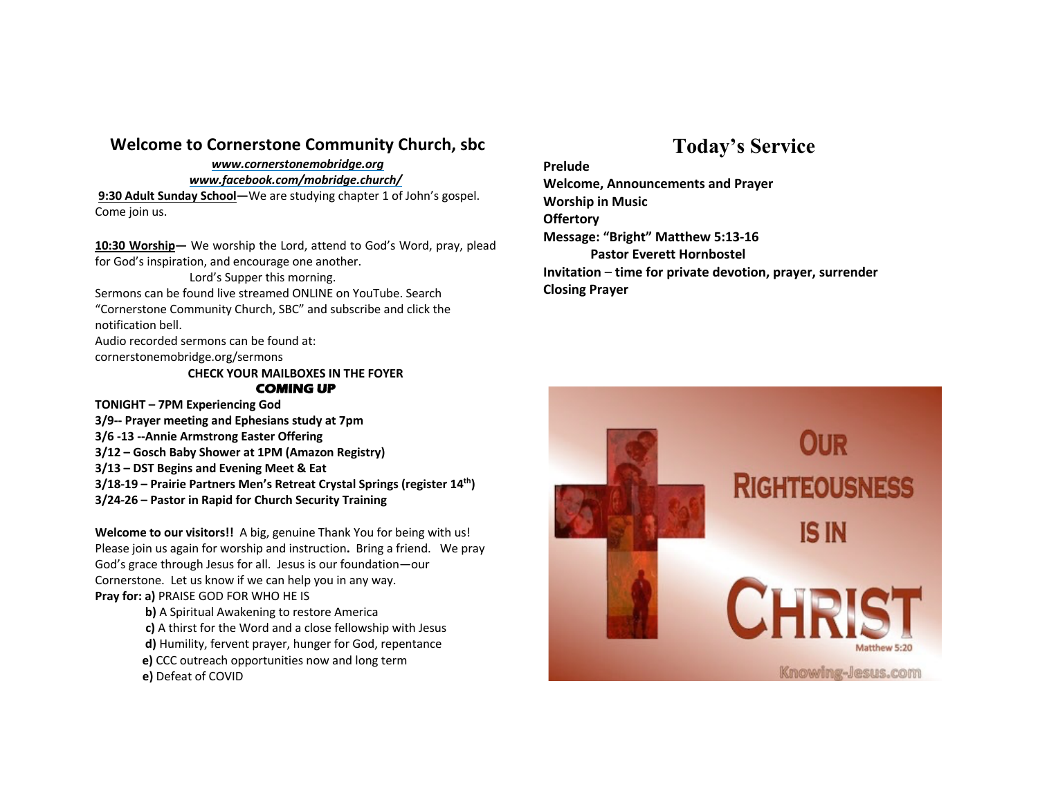## Welcome to Cornerstone Community Church, sbc

***www.cornerstonemobridge.org***
***www.facebook.com/mobridge.church/***

**9:30 Adult Sunday School—**We are studying chapter 1 of John's gospel. Come join us.

**10:30 Worship—** We worship the Lord, attend to God's Word, pray, plead for God's inspiration, and encourage one another.

Lord's Supper this morning.

Sermons can be found live streamed ONLINE on YouTube. Search "Cornerstone Community Church, SBC" and subscribe and click the notification bell.

Audio recorded sermons can be found at: cornerstonemobridge.org/sermons

**CHECK YOUR MAILBOXES IN THE FOYER**

***COMING UP***

**TONIGHT – 7PM Experiencing God**
**3/9-- Prayer meeting and Ephesians study at 7pm**
**3/6 -13 --Annie Armstrong Easter Offering**
**3/12 – Gosch Baby Shower at 1PM (Amazon Registry)**
**3/13 – DST Begins and Evening Meet & Eat**
**3/18-19 – Prairie Partners Men's Retreat Crystal Springs (register 14th)**
**3/24-26 – Pastor in Rapid for Church Security Training**

**Welcome to our visitors!!** A big, genuine Thank You for being with us! Please join us again for worship and instruction**.** Bring a friend. We pray God's grace through Jesus for all. Jesus is our foundation—our Cornerstone. Let us know if we can help you in any way.

**Pray for: a)** PRAISE GOD FOR WHO HE IS
**b)** A Spiritual Awakening to restore America
**c)** A thirst for the Word and a close fellowship with Jesus
**d)** Humility, fervent prayer, hunger for God, repentance
**e)** CCC outreach opportunities now and long term
**e)** Defeat of COVID

# Today's Service

**Prelude**
**Welcome, Announcements and Prayer**
**Worship in Music**
**Offertory**
**Message: "Bright" Matthew 5:13-16**
**Pastor Everett Hornbostel**
**Invitation – time for private devotion, prayer, surrender**
**Closing Prayer**

OUR RIGHTEOUSNESS IS IN CHRIST
Matthew 5:20
Knowing-Jesus.com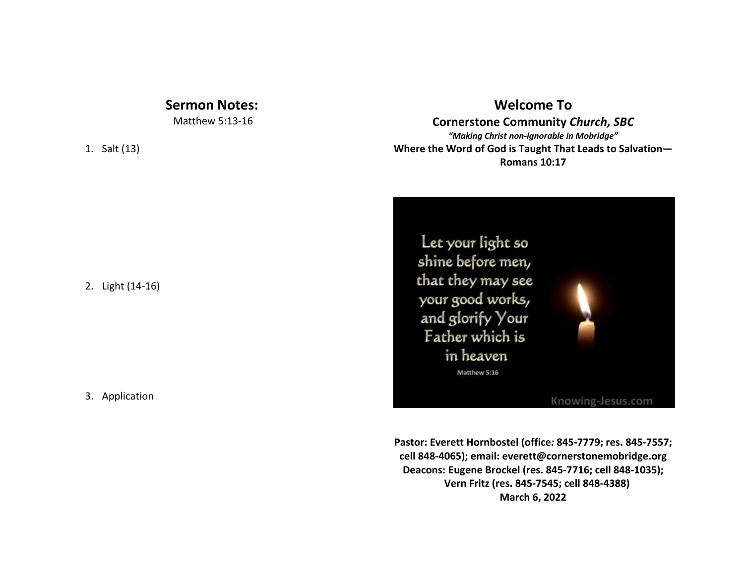## Sermon Notes:

Matthew 5:13-16

1. Salt (13)

2. Light (14-16)

3. Application

# Welcome To

**Cornerstone Community *Church, SBC***

***"Making Christ non-ignorable in Mobridge"***

**Where the Word of God is Taught That Leads to Salvation—Romans 10:17**

Let your light so shine before men, that they may see your good works, and glorify Your Father which is in heaven

Matthew 5:16

Knowing-Jesus.com

**Pastor: Everett Hornbostel (office: 845-7779; res. 845-7557; cell 848-4065); email: everett@cornerstonemobridge.org**
**Deacons: Eugene Brockel (res. 845-7716; cell 848-1035); Vern Fritz (res. 845-7545; cell 848-4388)**
**March 6, 2022**